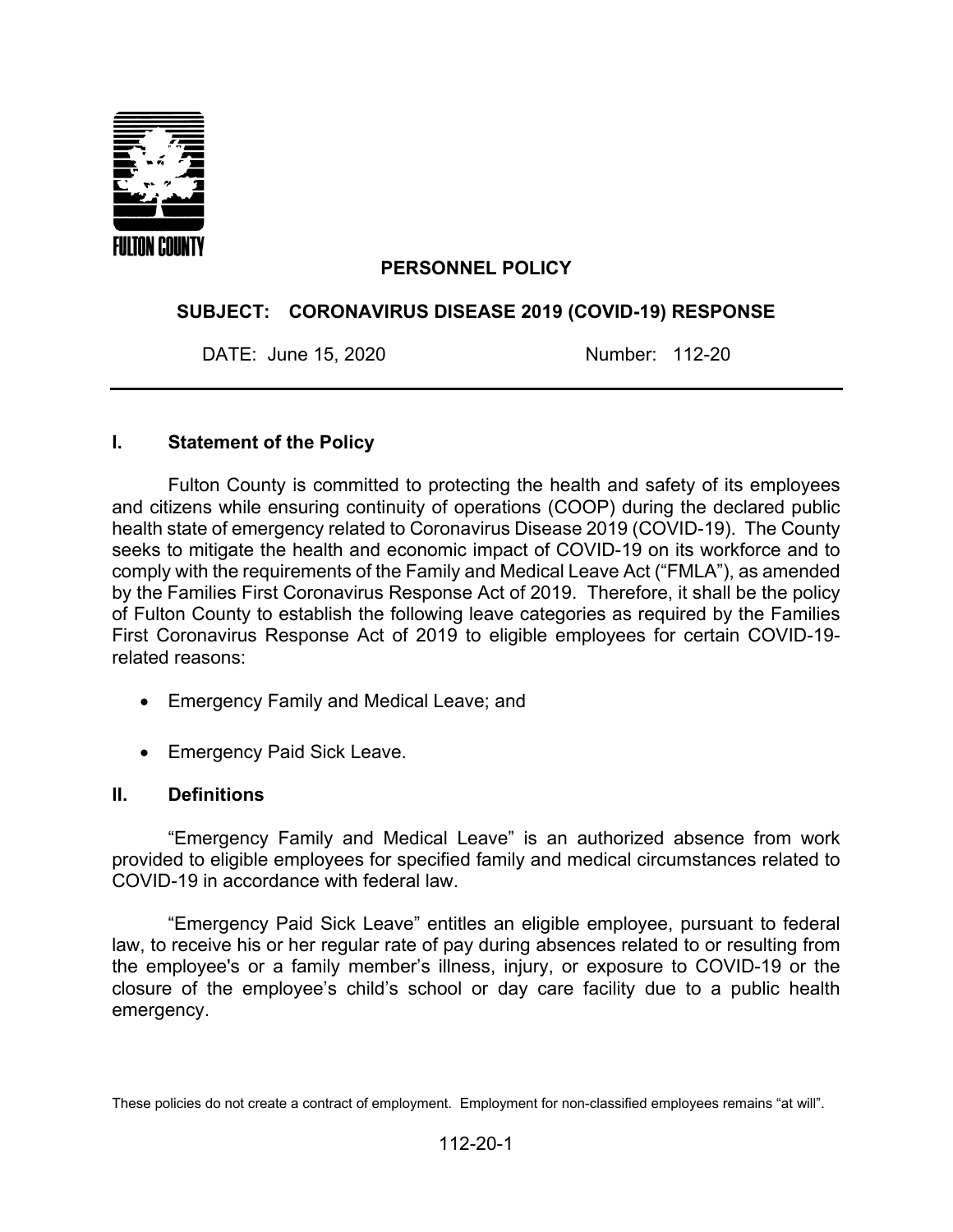FULTON COUNTY

# PERSONNEL POLICY

## SUBJECT: CORONAVIRUS DISEASE 2019 (COVID-19) RESPONSE

DATE: June 15, 2020 Number: 112-20

---

## I. Statement of the Policy

Fulton County is committed to protecting the health and safety of its employees and citizens while ensuring continuity of operations (COOP) during the declared public health state of emergency related to Coronavirus Disease 2019 (COVID-19). The County seeks to mitigate the health and economic impact of COVID-19 on its workforce and to comply with the requirements of the Family and Medical Leave Act ("FMLA"), as amended by the Families First Coronavirus Response Act of 2019. Therefore, it shall be the policy of Fulton County to establish the following leave categories as required by the Families First Coronavirus Response Act of 2019 to eligible employees for certain COVID-19-related reasons:

- Emergency Family and Medical Leave; and
- Emergency Paid Sick Leave.

## II. Definitions

"Emergency Family and Medical Leave" is an authorized absence from work provided to eligible employees for specified family and medical circumstances related to COVID-19 in accordance with federal law.

"Emergency Paid Sick Leave" entitles an eligible employee, pursuant to federal law, to receive his or her regular rate of pay during absences related to or resulting from the employee's or a family member's illness, injury, or exposure to COVID-19 or the closure of the employee's child's school or day care facility due to a public health emergency.

These policies do not create a contract of employment. Employment for non-classified employees remains "at will".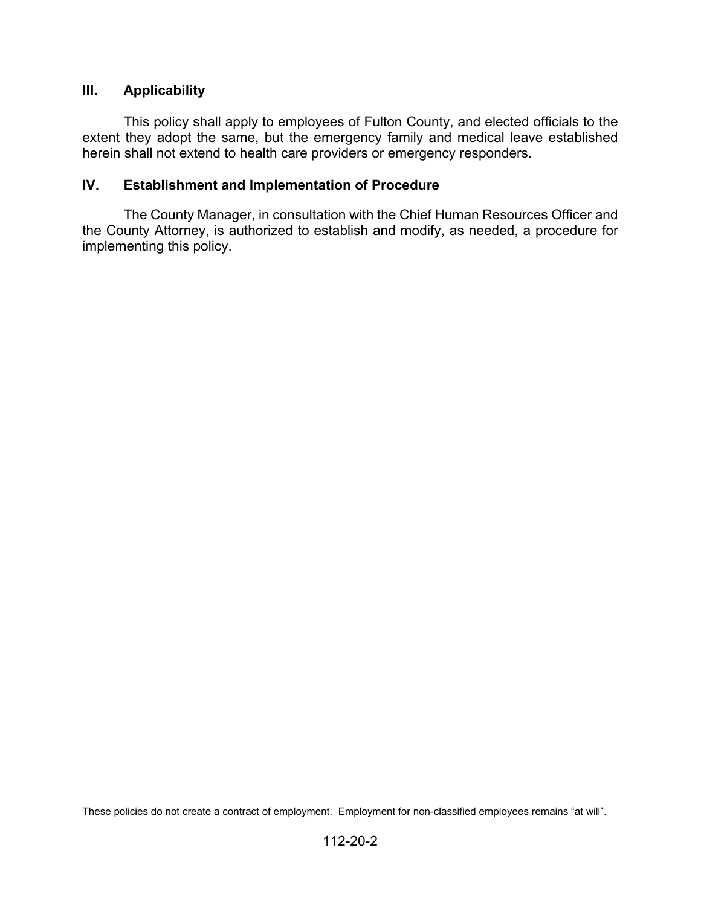## III. Applicability

This policy shall apply to employees of Fulton County, and elected officials to the extent they adopt the same, but the emergency family and medical leave established herein shall not extend to health care providers or emergency responders.

## IV. Establishment and Implementation of Procedure

The County Manager, in consultation with the Chief Human Resources Officer and the County Attorney, is authorized to establish and modify, as needed, a procedure for implementing this policy.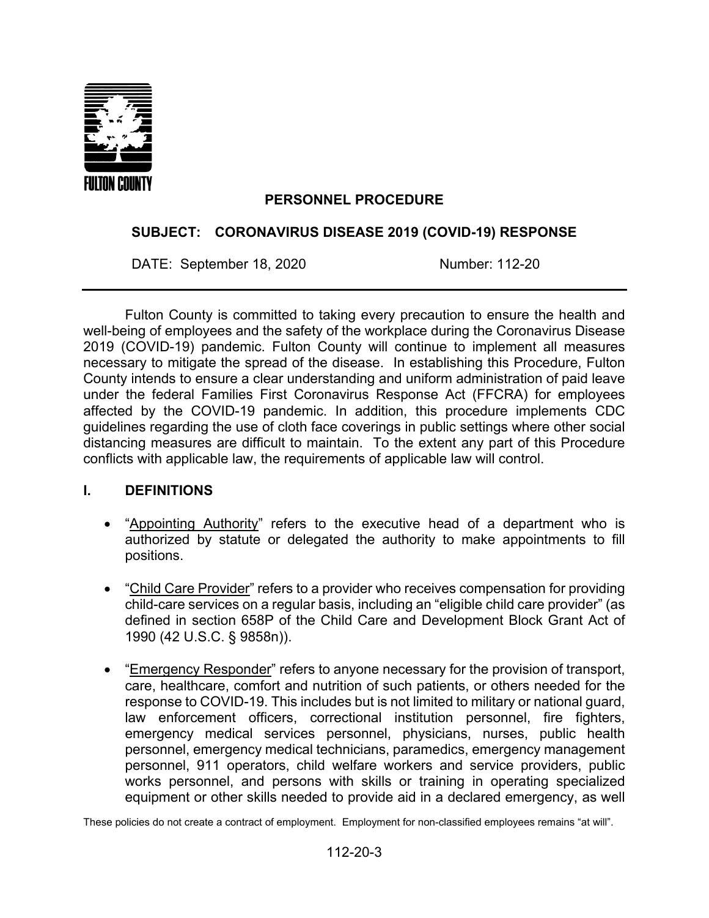**FULTON COUNTY**

**PERSONNEL PROCEDURE**

**SUBJECT: CORONAVIRUS DISEASE 2019 (COVID-19) RESPONSE**

DATE: September 18, 2020 Number: 112-20

Fulton County is committed to taking every precaution to ensure the health and well-being of employees and the safety of the workplace during the Coronavirus Disease 2019 (COVID-19) pandemic. Fulton County will continue to implement all measures necessary to mitigate the spread of the disease. In establishing this Procedure, Fulton County intends to ensure a clear understanding and uniform administration of paid leave under the federal Families First Coronavirus Response Act (FFCRA) for employees affected by the COVID-19 pandemic. In addition, this procedure implements CDC guidelines regarding the use of cloth face coverings in public settings where other social distancing measures are difficult to maintain. To the extent any part of this Procedure conflicts with applicable law, the requirements of applicable law will control.

## I. DEFINITIONS

- "Appointing Authority" refers to the executive head of a department who is authorized by statute or delegated the authority to make appointments to fill positions.

- "Child Care Provider" refers to a provider who receives compensation for providing child-care services on a regular basis, including an "eligible child care provider" (as defined in section 658P of the Child Care and Development Block Grant Act of 1990 (42 U.S.C. § 9858n)).

- "Emergency Responder" refers to anyone necessary for the provision of transport, care, healthcare, comfort and nutrition of such patients, or others needed for the response to COVID-19. This includes but is not limited to military or national guard, law enforcement officers, correctional institution personnel, fire fighters, emergency medical services personnel, physicians, nurses, public health personnel, emergency medical technicians, paramedics, emergency management personnel, 911 operators, child welfare workers and service providers, public works personnel, and persons with skills or training in operating specialized equipment or other skills needed to provide aid in a declared emergency, as well

These policies do not create a contract of employment. Employment for non-classified employees remains "at will".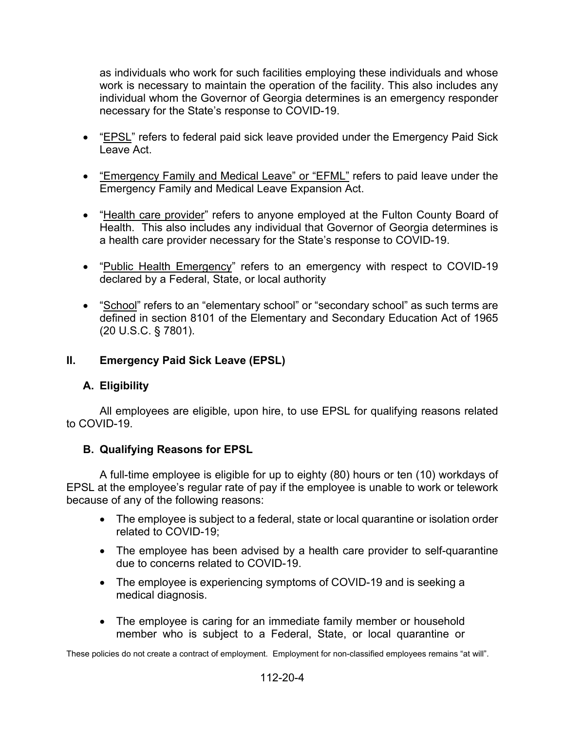as individuals who work for such facilities employing these individuals and whose work is necessary to maintain the operation of the facility. This also includes any individual whom the Governor of Georgia determines is an emergency responder necessary for the State's response to COVID-19.

- "EPSL" refers to federal paid sick leave provided under the Emergency Paid Sick Leave Act.

- "Emergency Family and Medical Leave" or "EFML" refers to paid leave under the Emergency Family and Medical Leave Expansion Act.

- "Health care provider" refers to anyone employed at the Fulton County Board of Health. This also includes any individual that Governor of Georgia determines is a health care provider necessary for the State's response to COVID-19.

- "Public Health Emergency" refers to an emergency with respect to COVID-19 declared by a Federal, State, or local authority

- "School" refers to an "elementary school" or "secondary school" as such terms are defined in section 8101 of the Elementary and Secondary Education Act of 1965 (20 U.S.C. § 7801).

## II. Emergency Paid Sick Leave (EPSL)

### A. Eligibility

All employees are eligible, upon hire, to use EPSL for qualifying reasons related to COVID-19.

### B. Qualifying Reasons for EPSL

A full-time employee is eligible for up to eighty (80) hours or ten (10) workdays of EPSL at the employee's regular rate of pay if the employee is unable to work or telework because of any of the following reasons:

- The employee is subject to a federal, state or local quarantine or isolation order related to COVID-19;

- The employee has been advised by a health care provider to self-quarantine due to concerns related to COVID-19.

- The employee is experiencing symptoms of COVID-19 and is seeking a medical diagnosis.

- The employee is caring for an immediate family member or household member who is subject to a Federal, State, or local quarantine or

These policies do not create a contract of employment. Employment for non-classified employees remains "at will".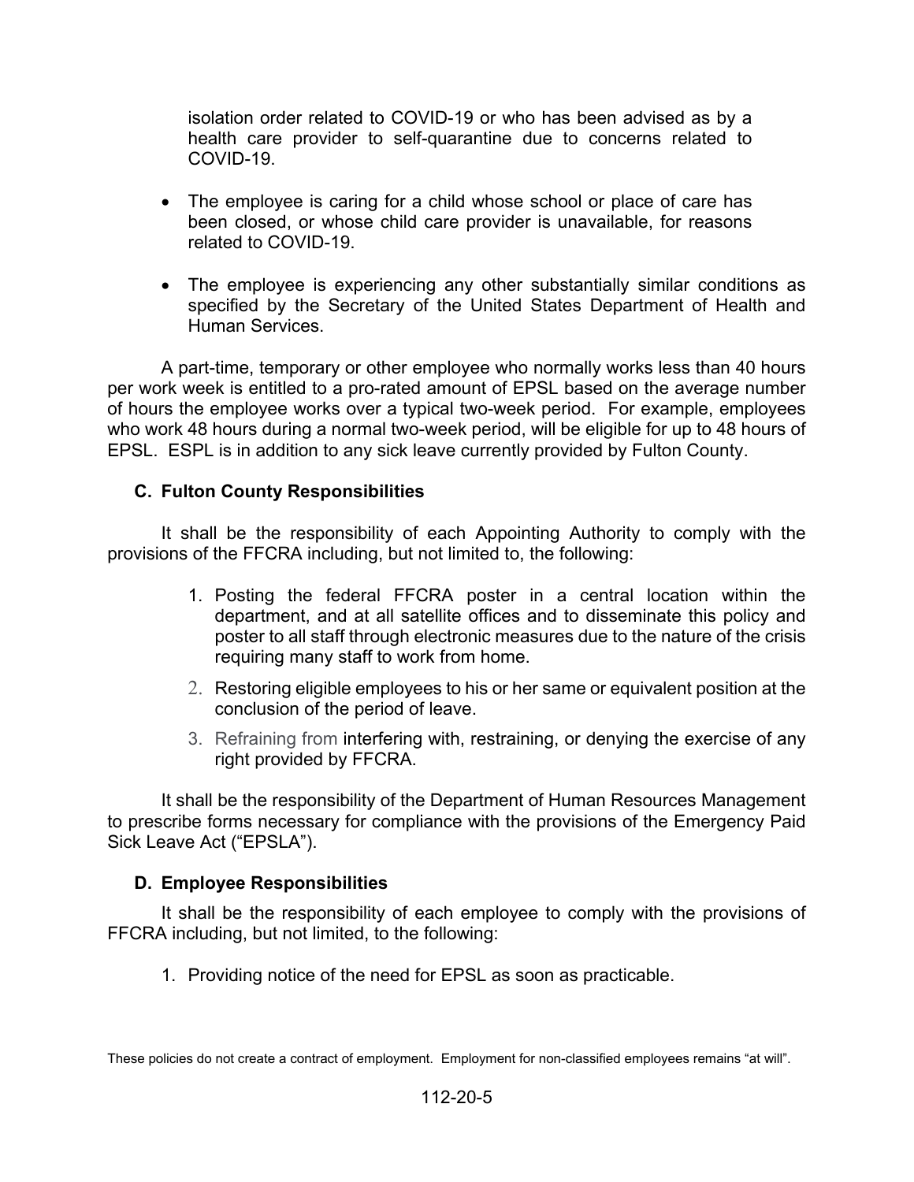isolation order related to COVID-19 or who has been advised as by a health care provider to self-quarantine due to concerns related to COVID-19.

- The employee is caring for a child whose school or place of care has been closed, or whose child care provider is unavailable, for reasons related to COVID-19.
- The employee is experiencing any other substantially similar conditions as specified by the Secretary of the United States Department of Health and Human Services.

A part-time, temporary or other employee who normally works less than 40 hours per work week is entitled to a pro-rated amount of EPSL based on the average number of hours the employee works over a typical two-week period. For example, employees who work 48 hours during a normal two-week period, will be eligible for up to 48 hours of EPSL. ESPL is in addition to any sick leave currently provided by Fulton County.

### C. Fulton County Responsibilities

It shall be the responsibility of each Appointing Authority to comply with the provisions of the FFCRA including, but not limited to, the following:

1. Posting the federal FFCRA poster in a central location within the department, and at all satellite offices and to disseminate this policy and poster to all staff through electronic measures due to the nature of the crisis requiring many staff to work from home.
2. Restoring eligible employees to his or her same or equivalent position at the conclusion of the period of leave.
3. Refraining from interfering with, restraining, or denying the exercise of any right provided by FFCRA.

It shall be the responsibility of the Department of Human Resources Management to prescribe forms necessary for compliance with the provisions of the Emergency Paid Sick Leave Act ("EPSLA").

### D. Employee Responsibilities

It shall be the responsibility of each employee to comply with the provisions of FFCRA including, but not limited, to the following:

1. Providing notice of the need for EPSL as soon as practicable.

These policies do not create a contract of employment. Employment for non-classified employees remains "at will".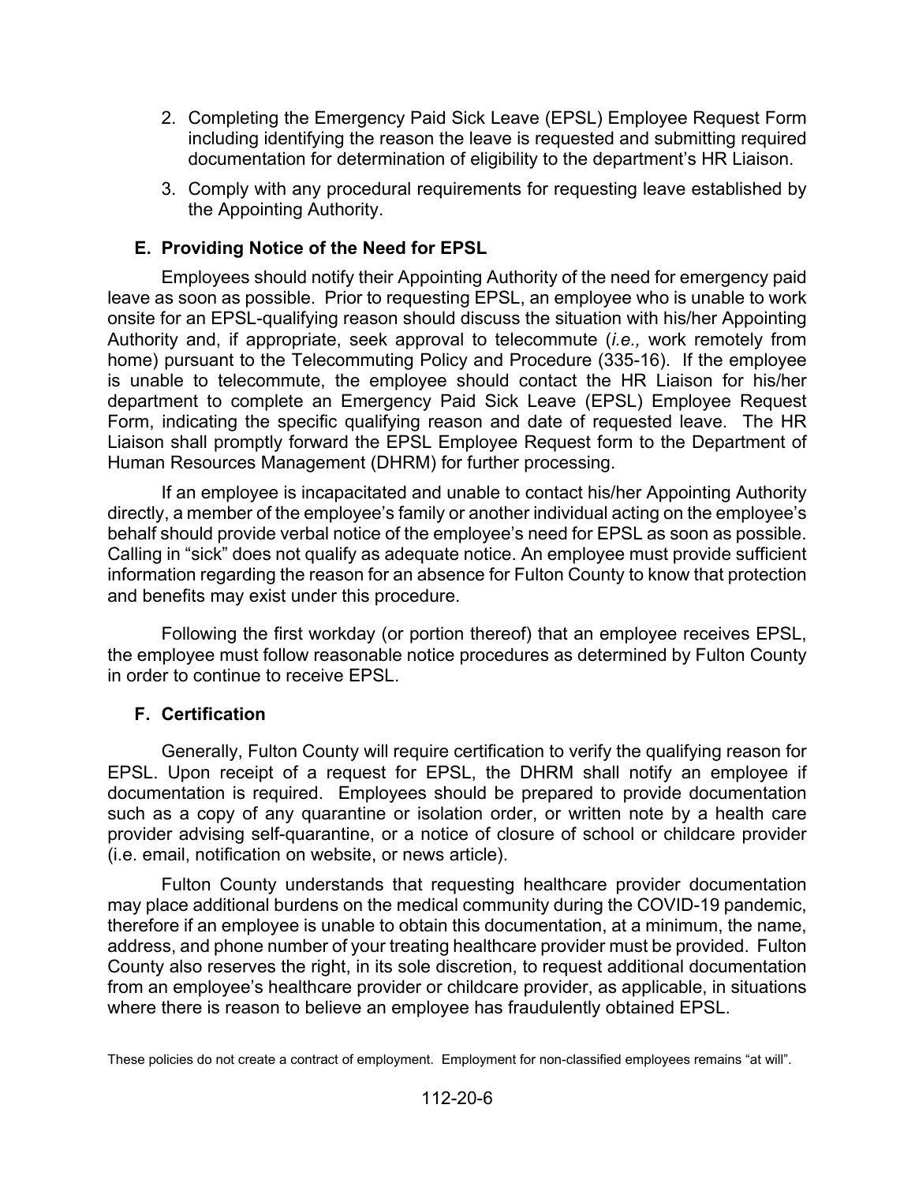2. Completing the Emergency Paid Sick Leave (EPSL) Employee Request Form including identifying the reason the leave is requested and submitting required documentation for determination of eligibility to the department's HR Liaison.
3. Comply with any procedural requirements for requesting leave established by the Appointing Authority.

### E. Providing Notice of the Need for EPSL

Employees should notify their Appointing Authority of the need for emergency paid leave as soon as possible. Prior to requesting EPSL, an employee who is unable to work onsite for an EPSL-qualifying reason should discuss the situation with his/her Appointing Authority and, if appropriate, seek approval to telecommute (*i.e.,* work remotely from home) pursuant to the Telecommuting Policy and Procedure (335-16). If the employee is unable to telecommute, the employee should contact the HR Liaison for his/her department to complete an Emergency Paid Sick Leave (EPSL) Employee Request Form, indicating the specific qualifying reason and date of requested leave. The HR Liaison shall promptly forward the EPSL Employee Request form to the Department of Human Resources Management (DHRM) for further processing.

If an employee is incapacitated and unable to contact his/her Appointing Authority directly, a member of the employee's family or another individual acting on the employee's behalf should provide verbal notice of the employee's need for EPSL as soon as possible. Calling in "sick" does not qualify as adequate notice. An employee must provide sufficient information regarding the reason for an absence for Fulton County to know that protection and benefits may exist under this procedure.

Following the first workday (or portion thereof) that an employee receives EPSL, the employee must follow reasonable notice procedures as determined by Fulton County in order to continue to receive EPSL.

### F. Certification

Generally, Fulton County will require certification to verify the qualifying reason for EPSL. Upon receipt of a request for EPSL, the DHRM shall notify an employee if documentation is required. Employees should be prepared to provide documentation such as a copy of any quarantine or isolation order, or written note by a health care provider advising self-quarantine, or a notice of closure of school or childcare provider (i.e. email, notification on website, or news article).

Fulton County understands that requesting healthcare provider documentation may place additional burdens on the medical community during the COVID-19 pandemic, therefore if an employee is unable to obtain this documentation, at a minimum, the name, address, and phone number of your treating healthcare provider must be provided. Fulton County also reserves the right, in its sole discretion, to request additional documentation from an employee's healthcare provider or childcare provider, as applicable, in situations where there is reason to believe an employee has fraudulently obtained EPSL.

These policies do not create a contract of employment. Employment for non-classified employees remains "at will".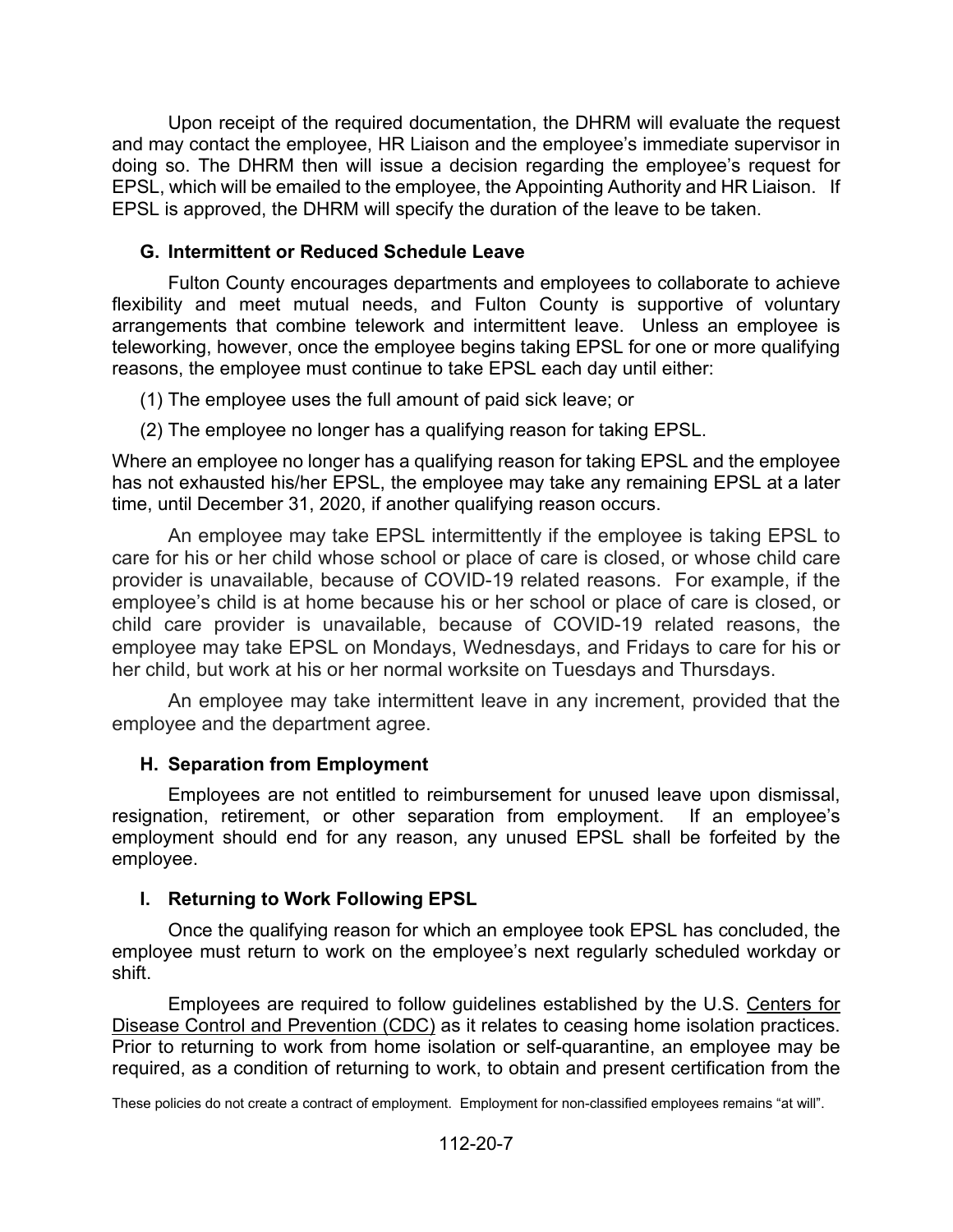Upon receipt of the required documentation, the DHRM will evaluate the request and may contact the employee, HR Liaison and the employee's immediate supervisor in doing so. The DHRM then will issue a decision regarding the employee's request for EPSL, which will be emailed to the employee, the Appointing Authority and HR Liaison. If EPSL is approved, the DHRM will specify the duration of the leave to be taken.

### G. Intermittent or Reduced Schedule Leave

Fulton County encourages departments and employees to collaborate to achieve flexibility and meet mutual needs, and Fulton County is supportive of voluntary arrangements that combine telework and intermittent leave. Unless an employee is teleworking, however, once the employee begins taking EPSL for one or more qualifying reasons, the employee must continue to take EPSL each day until either:

(1) The employee uses the full amount of paid sick leave; or

(2) The employee no longer has a qualifying reason for taking EPSL.

Where an employee no longer has a qualifying reason for taking EPSL and the employee has not exhausted his/her EPSL, the employee may take any remaining EPSL at a later time, until December 31, 2020, if another qualifying reason occurs.

An employee may take EPSL intermittently if the employee is taking EPSL to care for his or her child whose school or place of care is closed, or whose child care provider is unavailable, because of COVID-19 related reasons. For example, if the employee's child is at home because his or her school or place of care is closed, or child care provider is unavailable, because of COVID-19 related reasons, the employee may take EPSL on Mondays, Wednesdays, and Fridays to care for his or her child, but work at his or her normal worksite on Tuesdays and Thursdays.

An employee may take intermittent leave in any increment, provided that the employee and the department agree.

### H. Separation from Employment

Employees are not entitled to reimbursement for unused leave upon dismissal, resignation, retirement, or other separation from employment. If an employee's employment should end for any reason, any unused EPSL shall be forfeited by the employee.

### I. Returning to Work Following EPSL

Once the qualifying reason for which an employee took EPSL has concluded, the employee must return to work on the employee's next regularly scheduled workday or shift.

Employees are required to follow guidelines established by the U.S. Centers for Disease Control and Prevention (CDC) as it relates to ceasing home isolation practices. Prior to returning to work from home isolation or self-quarantine, an employee may be required, as a condition of returning to work, to obtain and present certification from the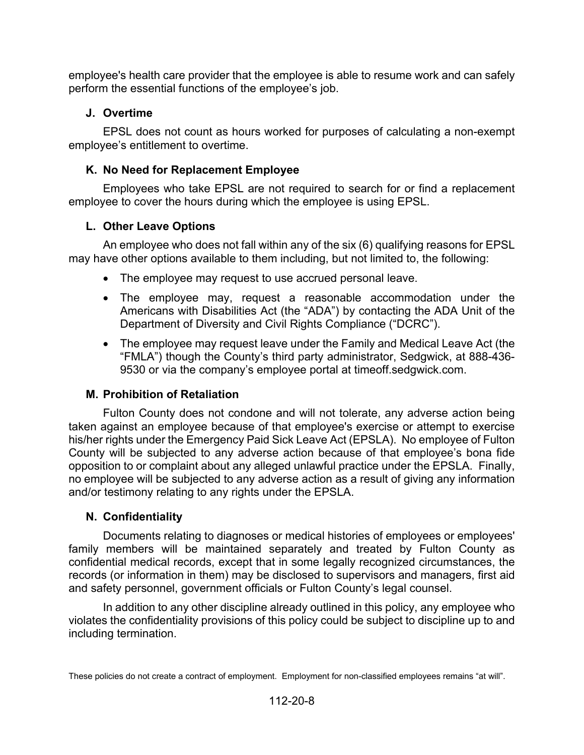employee's health care provider that the employee is able to resume work and can safely perform the essential functions of the employee's job.

### J. Overtime

EPSL does not count as hours worked for purposes of calculating a non-exempt employee's entitlement to overtime.

### K. No Need for Replacement Employee

Employees who take EPSL are not required to search for or find a replacement employee to cover the hours during which the employee is using EPSL.

### L. Other Leave Options

An employee who does not fall within any of the six (6) qualifying reasons for EPSL may have other options available to them including, but not limited to, the following:

- The employee may request to use accrued personal leave.
- The employee may, request a reasonable accommodation under the Americans with Disabilities Act (the "ADA") by contacting the ADA Unit of the Department of Diversity and Civil Rights Compliance ("DCRC").
- The employee may request leave under the Family and Medical Leave Act (the "FMLA") though the County's third party administrator, Sedgwick, at 888-436-9530 or via the company's employee portal at timeoff.sedgwick.com.

### M. Prohibition of Retaliation

Fulton County does not condone and will not tolerate, any adverse action being taken against an employee because of that employee's exercise or attempt to exercise his/her rights under the Emergency Paid Sick Leave Act (EPSLA). No employee of Fulton County will be subjected to any adverse action because of that employee's bona fide opposition to or complaint about any alleged unlawful practice under the EPSLA. Finally, no employee will be subjected to any adverse action as a result of giving any information and/or testimony relating to any rights under the EPSLA.

### N. Confidentiality

Documents relating to diagnoses or medical histories of employees or employees' family members will be maintained separately and treated by Fulton County as confidential medical records, except that in some legally recognized circumstances, the records (or information in them) may be disclosed to supervisors and managers, first aid and safety personnel, government officials or Fulton County's legal counsel.

In addition to any other discipline already outlined in this policy, any employee who violates the confidentiality provisions of this policy could be subject to discipline up to and including termination.

These policies do not create a contract of employment. Employment for non-classified employees remains "at will".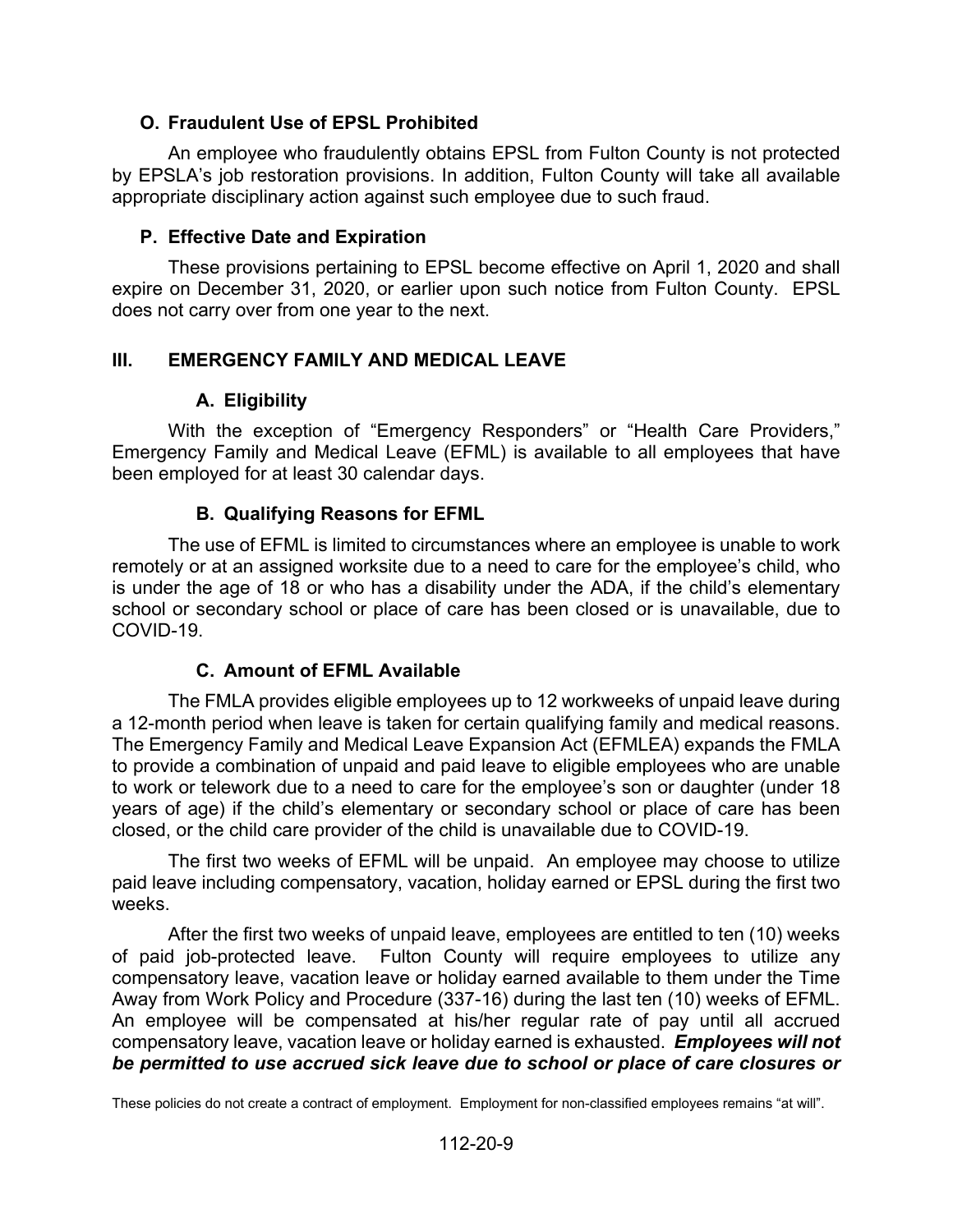### O. Fraudulent Use of EPSL Prohibited

An employee who fraudulently obtains EPSL from Fulton County is not protected by EPSLA's job restoration provisions. In addition, Fulton County will take all available appropriate disciplinary action against such employee due to such fraud.

### P. Effective Date and Expiration

These provisions pertaining to EPSL become effective on April 1, 2020 and shall expire on December 31, 2020, or earlier upon such notice from Fulton County. EPSL does not carry over from one year to the next.

## III. EMERGENCY FAMILY AND MEDICAL LEAVE

### A. Eligibility

With the exception of "Emergency Responders" or "Health Care Providers," Emergency Family and Medical Leave (EFML) is available to all employees that have been employed for at least 30 calendar days.

### B. Qualifying Reasons for EFML

The use of EFML is limited to circumstances where an employee is unable to work remotely or at an assigned worksite due to a need to care for the employee's child, who is under the age of 18 or who has a disability under the ADA, if the child's elementary school or secondary school or place of care has been closed or is unavailable, due to COVID-19.

### C. Amount of EFML Available

The FMLA provides eligible employees up to 12 workweeks of unpaid leave during a 12-month period when leave is taken for certain qualifying family and medical reasons. The Emergency Family and Medical Leave Expansion Act (EFMLEA) expands the FMLA to provide a combination of unpaid and paid leave to eligible employees who are unable to work or telework due to a need to care for the employee's son or daughter (under 18 years of age) if the child's elementary or secondary school or place of care has been closed, or the child care provider of the child is unavailable due to COVID-19.

The first two weeks of EFML will be unpaid. An employee may choose to utilize paid leave including compensatory, vacation, holiday earned or EPSL during the first two weeks.

After the first two weeks of unpaid leave, employees are entitled to ten (10) weeks of paid job-protected leave. Fulton County will require employees to utilize any compensatory leave, vacation leave or holiday earned available to them under the Time Away from Work Policy and Procedure (337-16) during the last ten (10) weeks of EFML. An employee will be compensated at his/her regular rate of pay until all accrued compensatory leave, vacation leave or holiday earned is exhausted. ***Employees will not be permitted to use accrued sick leave due to school or place of care closures or***

These policies do not create a contract of employment. Employment for non-classified employees remains "at will".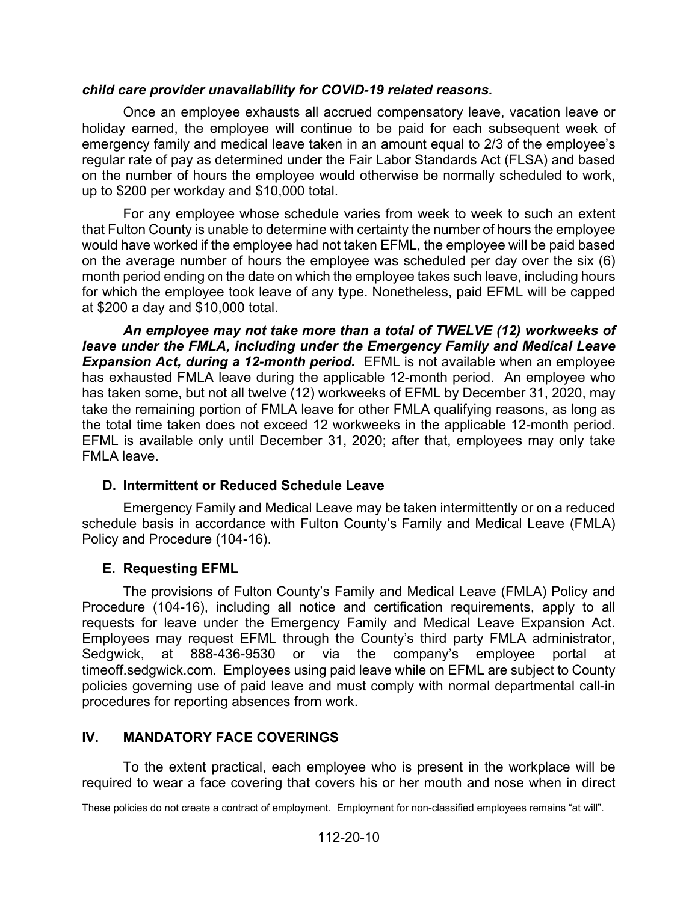***child care provider unavailability for COVID-19 related reasons.***

Once an employee exhausts all accrued compensatory leave, vacation leave or holiday earned, the employee will continue to be paid for each subsequent week of emergency family and medical leave taken in an amount equal to 2/3 of the employee's regular rate of pay as determined under the Fair Labor Standards Act (FLSA) and based on the number of hours the employee would otherwise be normally scheduled to work, up to $200 per workday and $10,000 total.

For any employee whose schedule varies from week to week to such an extent that Fulton County is unable to determine with certainty the number of hours the employee would have worked if the employee had not taken EFML, the employee will be paid based on the average number of hours the employee was scheduled per day over the six (6) month period ending on the date on which the employee takes such leave, including hours for which the employee took leave of any type. Nonetheless, paid EFML will be capped at $200 a day and $10,000 total.

***An employee may not take more than a total of TWELVE (12) workweeks of leave under the FMLA, including under the Emergency Family and Medical Leave Expansion Act, during a 12-month period.*** EFML is not available when an employee has exhausted FMLA leave during the applicable 12-month period. An employee who has taken some, but not all twelve (12) workweeks of EFML by December 31, 2020, may take the remaining portion of FMLA leave for other FMLA qualifying reasons, as long as the total time taken does not exceed 12 workweeks in the applicable 12-month period. EFML is available only until December 31, 2020; after that, employees may only take FMLA leave.

### D. Intermittent or Reduced Schedule Leave

Emergency Family and Medical Leave may be taken intermittently or on a reduced schedule basis in accordance with Fulton County's Family and Medical Leave (FMLA) Policy and Procedure (104-16).

### E. Requesting EFML

The provisions of Fulton County's Family and Medical Leave (FMLA) Policy and Procedure (104-16), including all notice and certification requirements, apply to all requests for leave under the Emergency Family and Medical Leave Expansion Act. Employees may request EFML through the County's third party FMLA administrator, Sedgwick, at 888-436-9530 or via the company's employee portal at timeoff.sedgwick.com. Employees using paid leave while on EFML are subject to County policies governing use of paid leave and must comply with normal departmental call-in procedures for reporting absences from work.

## IV. MANDATORY FACE COVERINGS

To the extent practical, each employee who is present in the workplace will be required to wear a face covering that covers his or her mouth and nose when in direct

These policies do not create a contract of employment. Employment for non-classified employees remains "at will".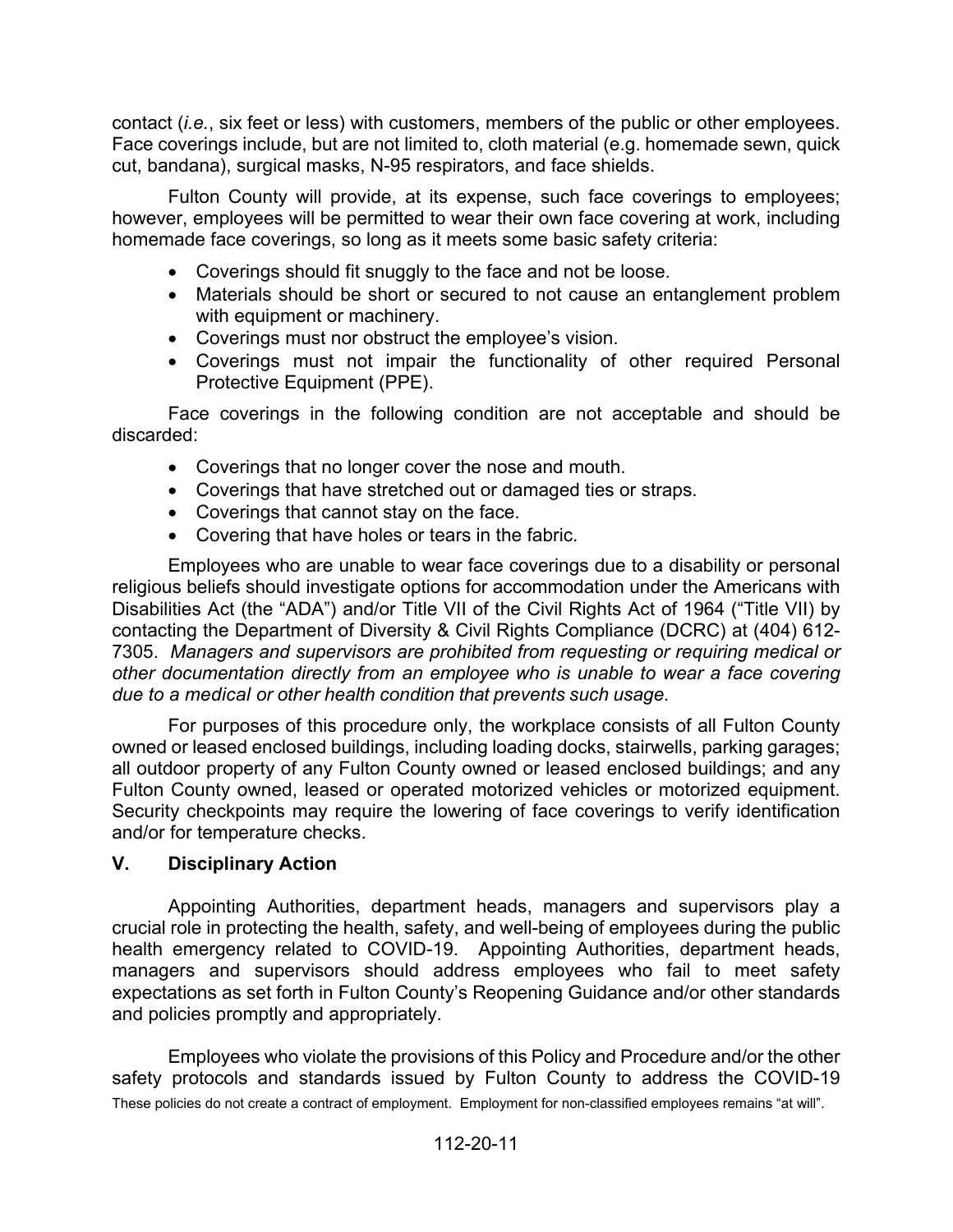contact (*i.e.*, six feet or less) with customers, members of the public or other employees. Face coverings include, but are not limited to, cloth material (e.g. homemade sewn, quick cut, bandana), surgical masks, N-95 respirators, and face shields.

Fulton County will provide, at its expense, such face coverings to employees; however, employees will be permitted to wear their own face covering at work, including homemade face coverings, so long as it meets some basic safety criteria:

- Coverings should fit snuggly to the face and not be loose.
- Materials should be short or secured to not cause an entanglement problem with equipment or machinery.
- Coverings must nor obstruct the employee's vision.
- Coverings must not impair the functionality of other required Personal Protective Equipment (PPE).

Face coverings in the following condition are not acceptable and should be discarded:

- Coverings that no longer cover the nose and mouth.
- Coverings that have stretched out or damaged ties or straps.
- Coverings that cannot stay on the face.
- Covering that have holes or tears in the fabric.

Employees who are unable to wear face coverings due to a disability or personal religious beliefs should investigate options for accommodation under the Americans with Disabilities Act (the "ADA") and/or Title VII of the Civil Rights Act of 1964 ("Title VII) by contacting the Department of Diversity & Civil Rights Compliance (DCRC) at (404) 612-7305. *Managers and supervisors are prohibited from requesting or requiring medical or other documentation directly from an employee who is unable to wear a face covering due to a medical or other health condition that prevents such usage.*

For purposes of this procedure only, the workplace consists of all Fulton County owned or leased enclosed buildings, including loading docks, stairwells, parking garages; all outdoor property of any Fulton County owned or leased enclosed buildings; and any Fulton County owned, leased or operated motorized vehicles or motorized equipment. Security checkpoints may require the lowering of face coverings to verify identification and/or for temperature checks.

## V. Disciplinary Action

Appointing Authorities, department heads, managers and supervisors play a crucial role in protecting the health, safety, and well-being of employees during the public health emergency related to COVID-19. Appointing Authorities, department heads, managers and supervisors should address employees who fail to meet safety expectations as set forth in Fulton County's Reopening Guidance and/or other standards and policies promptly and appropriately.

Employees who violate the provisions of this Policy and Procedure and/or the other safety protocols and standards issued by Fulton County to address the COVID-19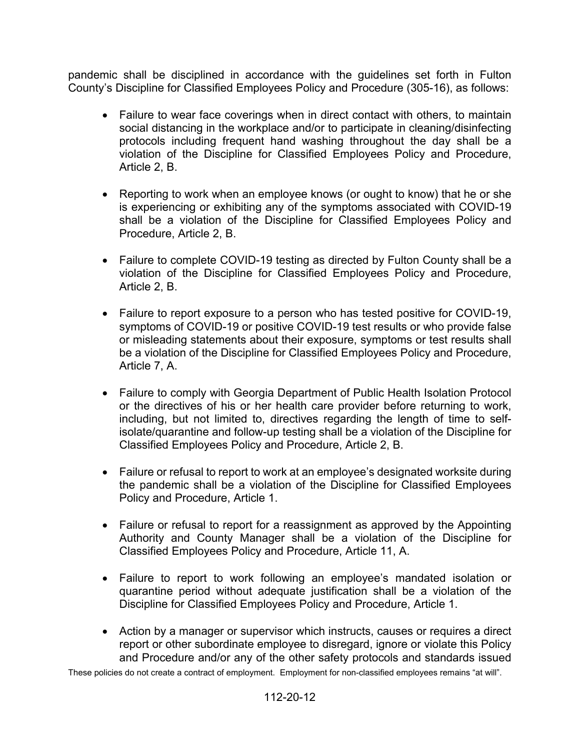pandemic shall be disciplined in accordance with the guidelines set forth in Fulton County's Discipline for Classified Employees Policy and Procedure (305-16), as follows:

- Failure to wear face coverings when in direct contact with others, to maintain social distancing in the workplace and/or to participate in cleaning/disinfecting protocols including frequent hand washing throughout the day shall be a violation of the Discipline for Classified Employees Policy and Procedure, Article 2, B.

- Reporting to work when an employee knows (or ought to know) that he or she is experiencing or exhibiting any of the symptoms associated with COVID-19 shall be a violation of the Discipline for Classified Employees Policy and Procedure, Article 2, B.

- Failure to complete COVID-19 testing as directed by Fulton County shall be a violation of the Discipline for Classified Employees Policy and Procedure, Article 2, B.

- Failure to report exposure to a person who has tested positive for COVID-19, symptoms of COVID-19 or positive COVID-19 test results or who provide false or misleading statements about their exposure, symptoms or test results shall be a violation of the Discipline for Classified Employees Policy and Procedure, Article 7, A.

- Failure to comply with Georgia Department of Public Health Isolation Protocol or the directives of his or her health care provider before returning to work, including, but not limited to, directives regarding the length of time to self-isolate/quarantine and follow-up testing shall be a violation of the Discipline for Classified Employees Policy and Procedure, Article 2, B.

- Failure or refusal to report to work at an employee's designated worksite during the pandemic shall be a violation of the Discipline for Classified Employees Policy and Procedure, Article 1.

- Failure or refusal to report for a reassignment as approved by the Appointing Authority and County Manager shall be a violation of the Discipline for Classified Employees Policy and Procedure, Article 11, A.

- Failure to report to work following an employee's mandated isolation or quarantine period without adequate justification shall be a violation of the Discipline for Classified Employees Policy and Procedure, Article 1.

- Action by a manager or supervisor which instructs, causes or requires a direct report or other subordinate employee to disregard, ignore or violate this Policy and Procedure and/or any of the other safety protocols and standards issued

These policies do not create a contract of employment. Employment for non-classified employees remains "at will".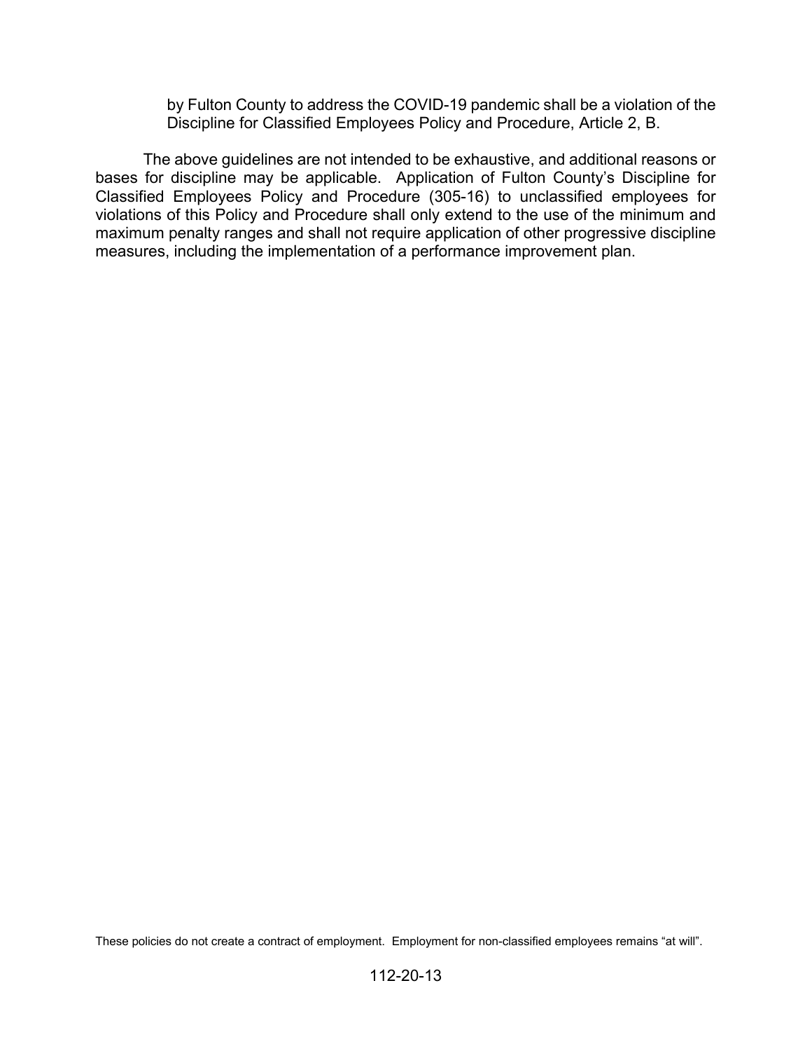by Fulton County to address the COVID-19 pandemic shall be a violation of the Discipline for Classified Employees Policy and Procedure, Article 2, B.

The above guidelines are not intended to be exhaustive, and additional reasons or bases for discipline may be applicable. Application of Fulton County's Discipline for Classified Employees Policy and Procedure (305-16) to unclassified employees for violations of this Policy and Procedure shall only extend to the use of the minimum and maximum penalty ranges and shall not require application of other progressive discipline measures, including the implementation of a performance improvement plan.